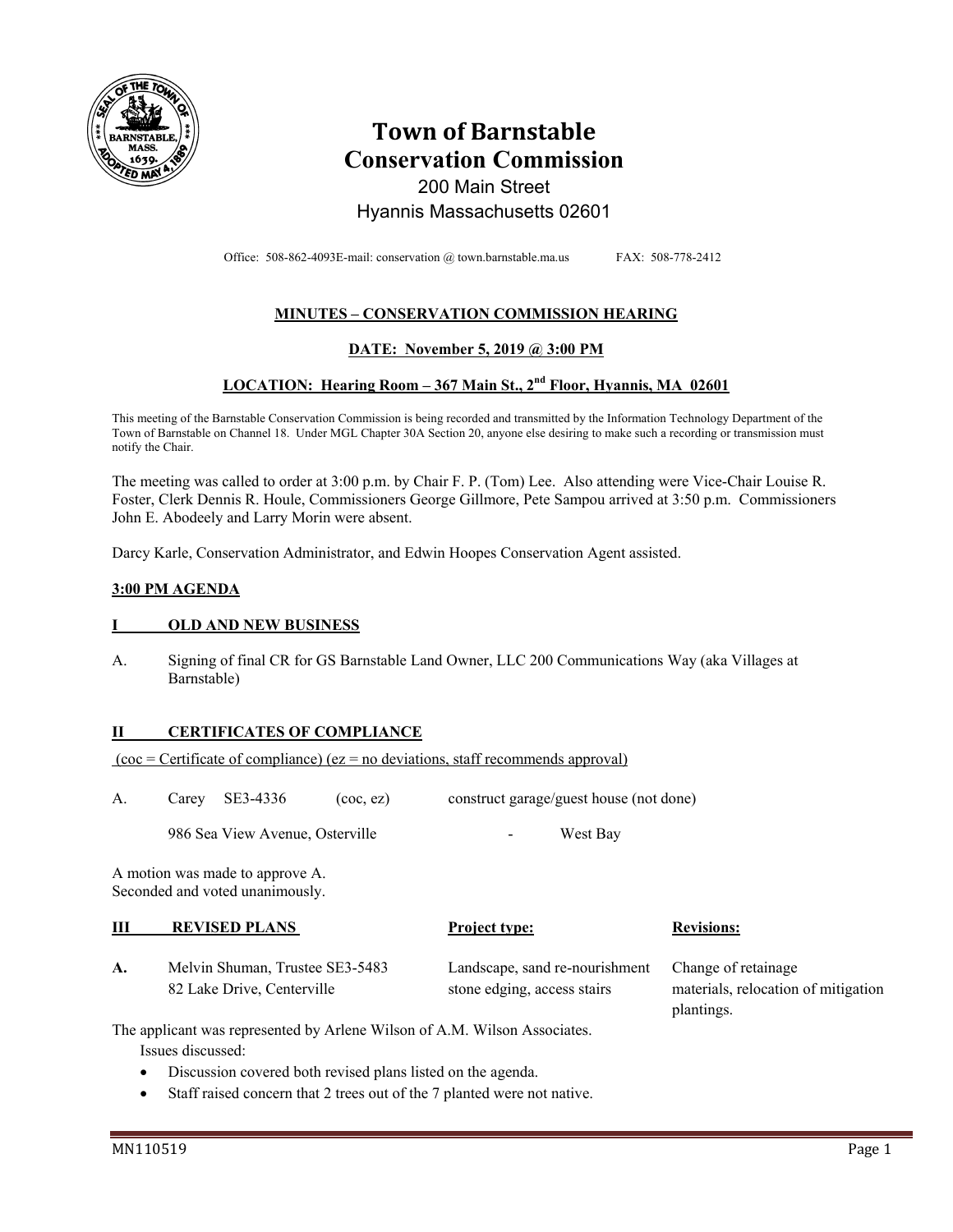# Town of Barnstable Conservation Commission

200 Main Street
Hyannis Massachusetts 02601

Office: 508-862-4093E-mail: conservation @ town.barnstable.ma.us FAX: 508-778-2412

**MINUTES – CONSERVATION COMMISSION HEARING**

**DATE: November 5, 2019 @ 3:00 PM**

**LOCATION: Hearing Room – 367 Main St., 2nd Floor, Hyannis, MA 02601**

This meeting of the Barnstable Conservation Commission is being recorded and transmitted by the Information Technology Department of the Town of Barnstable on Channel 18. Under MGL Chapter 30A Section 20, anyone else desiring to make such a recording or transmission must notify the Chair.

The meeting was called to order at 3:00 p.m. by Chair F. P. (Tom) Lee. Also attending were Vice-Chair Louise R. Foster, Clerk Dennis R. Houle, Commissioners George Gillmore, Pete Sampou arrived at 3:50 p.m. Commissioners John E. Abodeely and Larry Morin were absent.

Darcy Karle, Conservation Administrator, and Edwin Hoopes Conservation Agent assisted.

**3:00 PM AGENDA**

**I OLD AND NEW BUSINESS**

A. Signing of final CR for GS Barnstable Land Owner, LLC 200 Communications Way (aka Villages at Barnstable)

**II CERTIFICATES OF COMPLIANCE**

(coc = Certificate of compliance) (ez = no deviations, staff recommends approval)

A. Carey SE3-4336 (coc, ez) construct garage/guest house (not done)

986 Sea View Avenue, Osterville - West Bay

A motion was made to approve A.
Seconded and voted unanimously.

| **III REVISED PLANS** | **Project type:** | **Revisions:** |
|---|---|---|
| **A.** Melvin Shuman, Trustee SE3-5483<br>82 Lake Drive, Centerville | Landscape, sand re-nourishment stone edging, access stairs | Change of retainage materials, relocation of mitigation plantings. |

The applicant was represented by Arlene Wilson of A.M. Wilson Associates.
Issues discussed:

- Discussion covered both revised plans listed on the agenda.
- Staff raised concern that 2 trees out of the 7 planted were not native.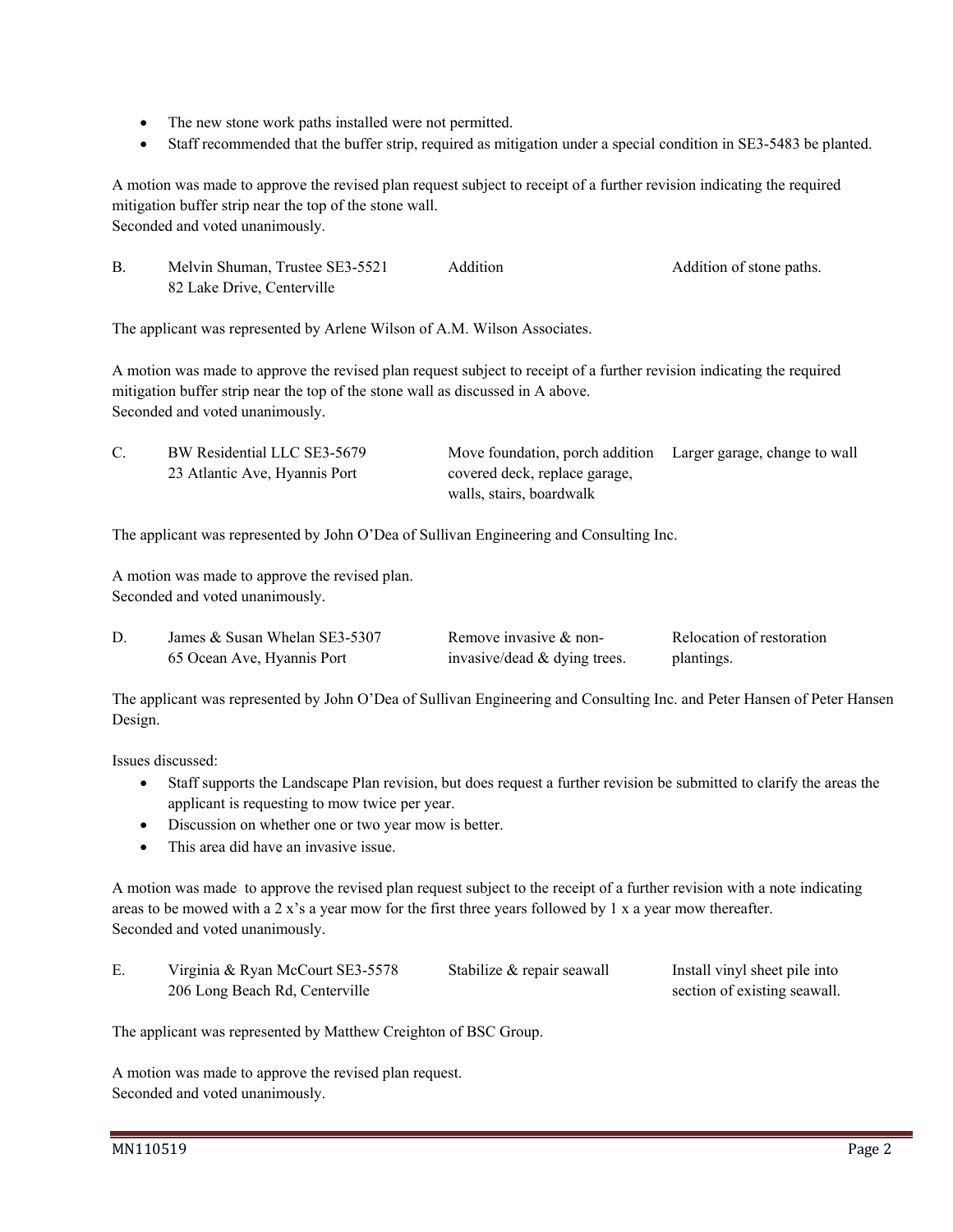- The new stone work paths installed were not permitted.
- Staff recommended that the buffer strip, required as mitigation under a special condition in SE3-5483 be planted.

A motion was made to approve the revised plan request subject to receipt of a further revision indicating the required mitigation buffer strip near the top of the stone wall.
Seconded and voted unanimously.

| | | | |
|---|---|---|---|
| B. | Melvin Shuman, Trustee SE3-5521<br>82 Lake Drive, Centerville | Addition | Addition of stone paths. |

The applicant was represented by Arlene Wilson of A.M. Wilson Associates.

A motion was made to approve the revised plan request subject to receipt of a further revision indicating the required mitigation buffer strip near the top of the stone wall as discussed in A above.
Seconded and voted unanimously.

| | | | |
|---|---|---|---|
| C. | BW Residential LLC SE3-5679<br>23 Atlantic Ave, Hyannis Port | Move foundation, porch addition covered deck, replace garage, walls, stairs, boardwalk | Larger garage, change to wall |

The applicant was represented by John O'Dea of Sullivan Engineering and Consulting Inc.

A motion was made to approve the revised plan.
Seconded and voted unanimously.

| | | | |
|---|---|---|---|
| D. | James & Susan Whelan SE3-5307<br>65 Ocean Ave, Hyannis Port | Remove invasive & non-invasive/dead & dying trees. | Relocation of restoration plantings. |

The applicant was represented by John O'Dea of Sullivan Engineering and Consulting Inc. and Peter Hansen of Peter Hansen Design.

Issues discussed:

- Staff supports the Landscape Plan revision, but does request a further revision be submitted to clarify the areas the applicant is requesting to mow twice per year.
- Discussion on whether one or two year mow is better.
- This area did have an invasive issue.

A motion was made to approve the revised plan request subject to the receipt of a further revision with a note indicating areas to be mowed with a 2 x's a year mow for the first three years followed by 1 x a year mow thereafter.
Seconded and voted unanimously.

| | | | |
|---|---|---|---|
| E. | Virginia & Ryan McCourt SE3-5578<br>206 Long Beach Rd, Centerville | Stabilize & repair seawall | Install vinyl sheet pile into section of existing seawall. |

The applicant was represented by Matthew Creighton of BSC Group.

A motion was made to approve the revised plan request.
Seconded and voted unanimously.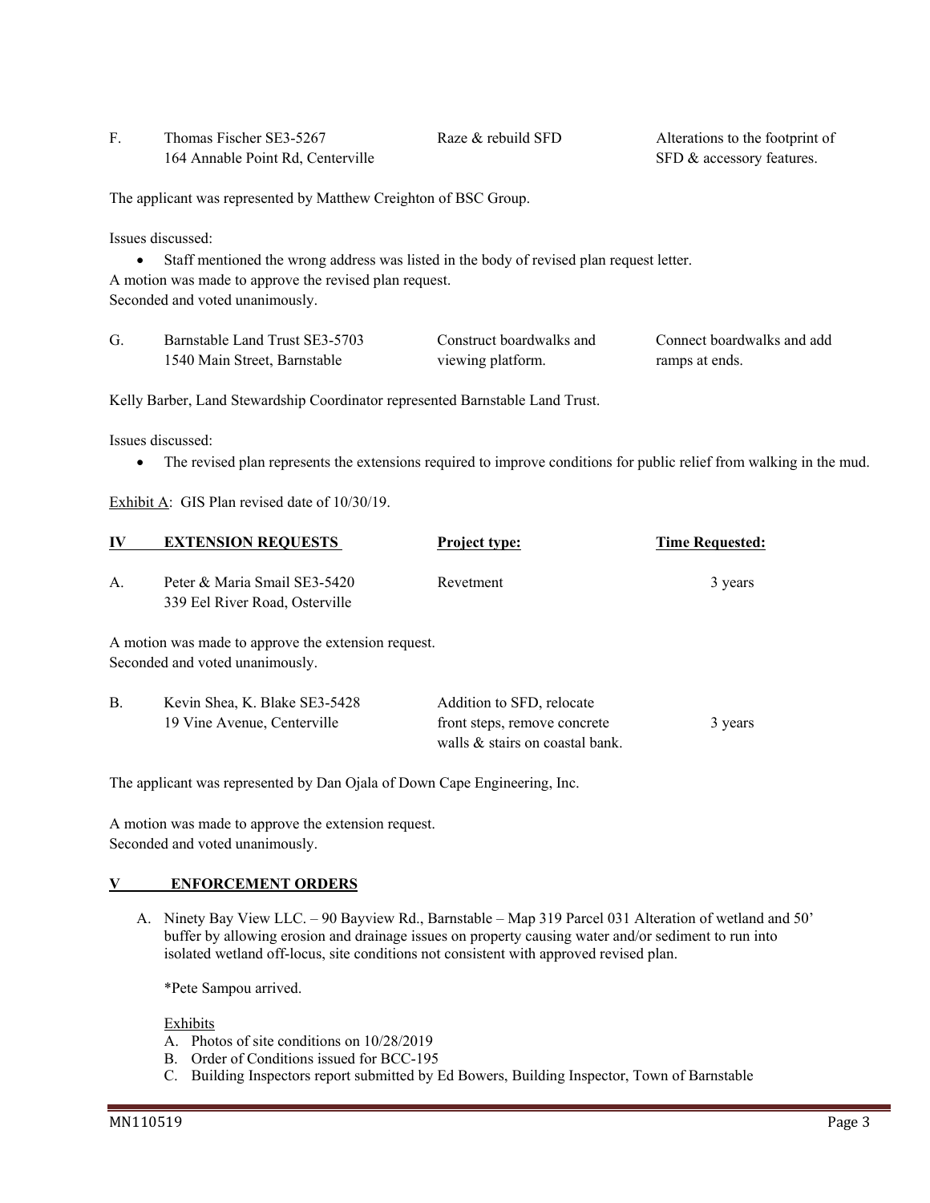| | | | |
|---|---|---|---|
| F. | Thomas Fischer SE3-5267<br>164 Annable Point Rd, Centerville | Raze & rebuild SFD | Alterations to the footprint of SFD & accessory features. |

The applicant was represented by Matthew Creighton of BSC Group.

Issues discussed:

- Staff mentioned the wrong address was listed in the body of revised plan request letter.

A motion was made to approve the revised plan request.
Seconded and voted unanimously.

| | | | |
|---|---|---|---|
| G. | Barnstable Land Trust SE3-5703<br>1540 Main Street, Barnstable | Construct boardwalks and viewing platform. | Connect boardwalks and add ramps at ends. |

Kelly Barber, Land Stewardship Coordinator represented Barnstable Land Trust.

Issues discussed:

- The revised plan represents the extensions required to improve conditions for public relief from walking in the mud.

Exhibit A: GIS Plan revised date of 10/30/19.

| IV | EXTENSION REQUESTS | Project type: | Time Requested: |
|---|---|---|---|
| A. | Peter & Maria Smail SE3-5420<br>339 Eel River Road, Osterville | Revetment | 3 years |

A motion was made to approve the extension request.
Seconded and voted unanimously.

| | | | |
|---|---|---|---|
| B. | Kevin Shea, K. Blake SE3-5428<br>19 Vine Avenue, Centerville | Addition to SFD, relocate front steps, remove concrete walls & stairs on coastal bank. | 3 years |

The applicant was represented by Dan Ojala of Down Cape Engineering, Inc.

A motion was made to approve the extension request.
Seconded and voted unanimously.

## V ENFORCEMENT ORDERS

A. Ninety Bay View LLC. – 90 Bayview Rd., Barnstable – Map 319 Parcel 031 Alteration of wetland and 50' buffer by allowing erosion and drainage issues on property causing water and/or sediment to run into isolated wetland off-locus, site conditions not consistent with approved revised plan.

*Pete Sampou arrived.

Exhibits

A. Photos of site conditions on 10/28/2019
B. Order of Conditions issued for BCC-195
C. Building Inspectors report submitted by Ed Bowers, Building Inspector, Town of Barnstable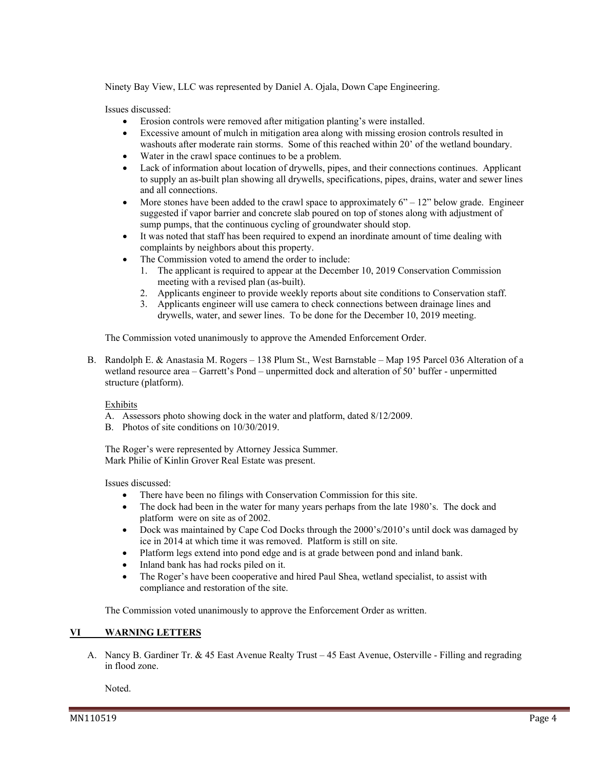Ninety Bay View, LLC was represented by Daniel A. Ojala, Down Cape Engineering.

Issues discussed:

- Erosion controls were removed after mitigation planting's were installed.
- Excessive amount of mulch in mitigation area along with missing erosion controls resulted in washouts after moderate rain storms. Some of this reached within 20' of the wetland boundary.
- Water in the crawl space continues to be a problem.
- Lack of information about location of drywells, pipes, and their connections continues. Applicant to supply an as-built plan showing all drywells, specifications, pipes, drains, water and sewer lines and all connections.
- More stones have been added to the crawl space to approximately 6" – 12" below grade. Engineer suggested if vapor barrier and concrete slab poured on top of stones along with adjustment of sump pumps, that the continuous cycling of groundwater should stop.
- It was noted that staff has been required to expend an inordinate amount of time dealing with complaints by neighbors about this property.
- The Commission voted to amend the order to include:
  1. The applicant is required to appear at the December 10, 2019 Conservation Commission meeting with a revised plan (as-built).
  2. Applicants engineer to provide weekly reports about site conditions to Conservation staff.
  3. Applicants engineer will use camera to check connections between drainage lines and drywells, water, and sewer lines. To be done for the December 10, 2019 meeting.

The Commission voted unanimously to approve the Amended Enforcement Order.

B. Randolph E. & Anastasia M. Rogers – 138 Plum St., West Barnstable – Map 195 Parcel 036 Alteration of a wetland resource area – Garrett's Pond – unpermitted dock and alteration of 50' buffer - unpermitted structure (platform).

Exhibits

A. Assessors photo showing dock in the water and platform, dated 8/12/2009.
B. Photos of site conditions on 10/30/2019.

The Roger's were represented by Attorney Jessica Summer.
Mark Philie of Kinlin Grover Real Estate was present.

Issues discussed:

- There have been no filings with Conservation Commission for this site.
- The dock had been in the water for many years perhaps from the late 1980's. The dock and platform were on site as of 2002.
- Dock was maintained by Cape Cod Docks through the 2000's/2010's until dock was damaged by ice in 2014 at which time it was removed. Platform is still on site.
- Platform legs extend into pond edge and is at grade between pond and inland bank.
- Inland bank has had rocks piled on it.
- The Roger's have been cooperative and hired Paul Shea, wetland specialist, to assist with compliance and restoration of the site.

The Commission voted unanimously to approve the Enforcement Order as written.

## VI WARNING LETTERS

A. Nancy B. Gardiner Tr. & 45 East Avenue Realty Trust – 45 East Avenue, Osterville - Filling and regrading in flood zone.

Noted.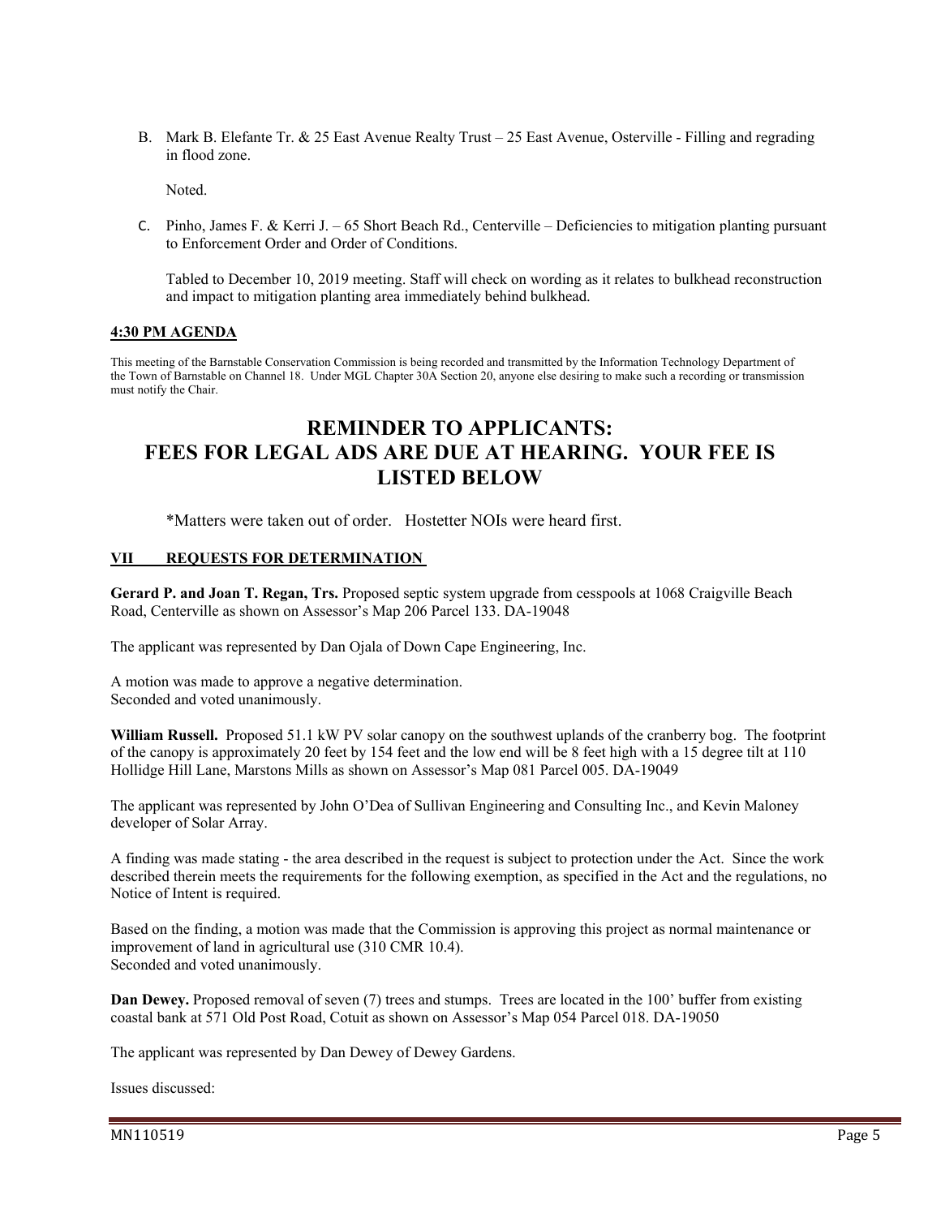B. Mark B. Elefante Tr. & 25 East Avenue Realty Trust – 25 East Avenue, Osterville - Filling and regrading in flood zone.

   Noted.

C. Pinho, James F. & Kerri J. – 65 Short Beach Rd., Centerville – Deficiencies to mitigation planting pursuant to Enforcement Order and Order of Conditions.

   Tabled to December 10, 2019 meeting. Staff will check on wording as it relates to bulkhead reconstruction and impact to mitigation planting area immediately behind bulkhead.

**4:30 PM AGENDA**

This meeting of the Barnstable Conservation Commission is being recorded and transmitted by the Information Technology Department of the Town of Barnstable on Channel 18. Under MGL Chapter 30A Section 20, anyone else desiring to make such a recording or transmission must notify the Chair.

# REMINDER TO APPLICANTS: FEES FOR LEGAL ADS ARE DUE AT HEARING. YOUR FEE IS LISTED BELOW

*Matters were taken out of order. Hostetter NOIs were heard first.

**VII REQUESTS FOR DETERMINATION**

**Gerard P. and Joan T. Regan, Trs.** Proposed septic system upgrade from cesspools at 1068 Craigville Beach Road, Centerville as shown on Assessor's Map 206 Parcel 133. DA-19048

The applicant was represented by Dan Ojala of Down Cape Engineering, Inc.

A motion was made to approve a negative determination.
Seconded and voted unanimously.

**William Russell.** Proposed 51.1 kW PV solar canopy on the southwest uplands of the cranberry bog. The footprint of the canopy is approximately 20 feet by 154 feet and the low end will be 8 feet high with a 15 degree tilt at 110 Hollidge Hill Lane, Marstons Mills as shown on Assessor's Map 081 Parcel 005. DA-19049

The applicant was represented by John O'Dea of Sullivan Engineering and Consulting Inc., and Kevin Maloney developer of Solar Array.

A finding was made stating - the area described in the request is subject to protection under the Act. Since the work described therein meets the requirements for the following exemption, as specified in the Act and the regulations, no Notice of Intent is required.

Based on the finding, a motion was made that the Commission is approving this project as normal maintenance or improvement of land in agricultural use (310 CMR 10.4).
Seconded and voted unanimously.

**Dan Dewey.** Proposed removal of seven (7) trees and stumps. Trees are located in the 100' buffer from existing coastal bank at 571 Old Post Road, Cotuit as shown on Assessor's Map 054 Parcel 018. DA-19050

The applicant was represented by Dan Dewey of Dewey Gardens.

Issues discussed: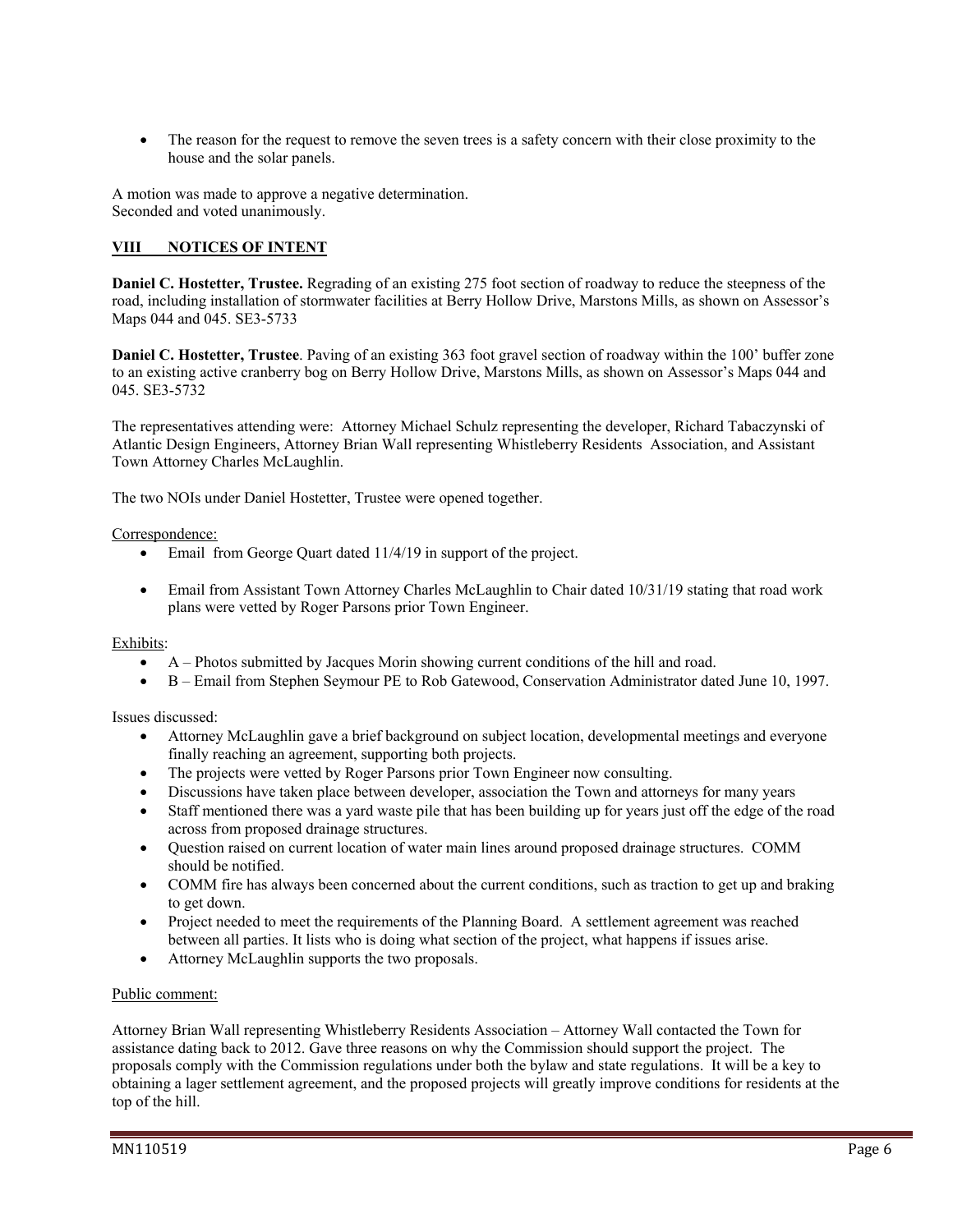- The reason for the request to remove the seven trees is a safety concern with their close proximity to the house and the solar panels.

A motion was made to approve a negative determination.
Seconded and voted unanimously.

## VIII NOTICES OF INTENT

**Daniel C. Hostetter, Trustee.** Regrading of an existing 275 foot section of roadway to reduce the steepness of the road, including installation of stormwater facilities at Berry Hollow Drive, Marstons Mills, as shown on Assessor's Maps 044 and 045. SE3-5733

**Daniel C. Hostetter, Trustee**. Paving of an existing 363 foot gravel section of roadway within the 100' buffer zone to an existing active cranberry bog on Berry Hollow Drive, Marstons Mills, as shown on Assessor's Maps 044 and 045. SE3-5732

The representatives attending were: Attorney Michael Schulz representing the developer, Richard Tabaczynski of Atlantic Design Engineers, Attorney Brian Wall representing Whistleberry Residents Association, and Assistant Town Attorney Charles McLaughlin.

The two NOIs under Daniel Hostetter, Trustee were opened together.

Correspondence:

- Email from George Quart dated 11/4/19 in support of the project.
- Email from Assistant Town Attorney Charles McLaughlin to Chair dated 10/31/19 stating that road work plans were vetted by Roger Parsons prior Town Engineer.

Exhibits:

- A – Photos submitted by Jacques Morin showing current conditions of the hill and road.
- B – Email from Stephen Seymour PE to Rob Gatewood, Conservation Administrator dated June 10, 1997.

Issues discussed:

- Attorney McLaughlin gave a brief background on subject location, developmental meetings and everyone finally reaching an agreement, supporting both projects.
- The projects were vetted by Roger Parsons prior Town Engineer now consulting.
- Discussions have taken place between developer, association the Town and attorneys for many years
- Staff mentioned there was a yard waste pile that has been building up for years just off the edge of the road across from proposed drainage structures.
- Question raised on current location of water main lines around proposed drainage structures. COMM should be notified.
- COMM fire has always been concerned about the current conditions, such as traction to get up and braking to get down.
- Project needed to meet the requirements of the Planning Board. A settlement agreement was reached between all parties. It lists who is doing what section of the project, what happens if issues arise.
- Attorney McLaughlin supports the two proposals.

Public comment:

Attorney Brian Wall representing Whistleberry Residents Association – Attorney Wall contacted the Town for assistance dating back to 2012. Gave three reasons on why the Commission should support the project. The proposals comply with the Commission regulations under both the bylaw and state regulations. It will be a key to obtaining a lager settlement agreement, and the proposed projects will greatly improve conditions for residents at the top of the hill.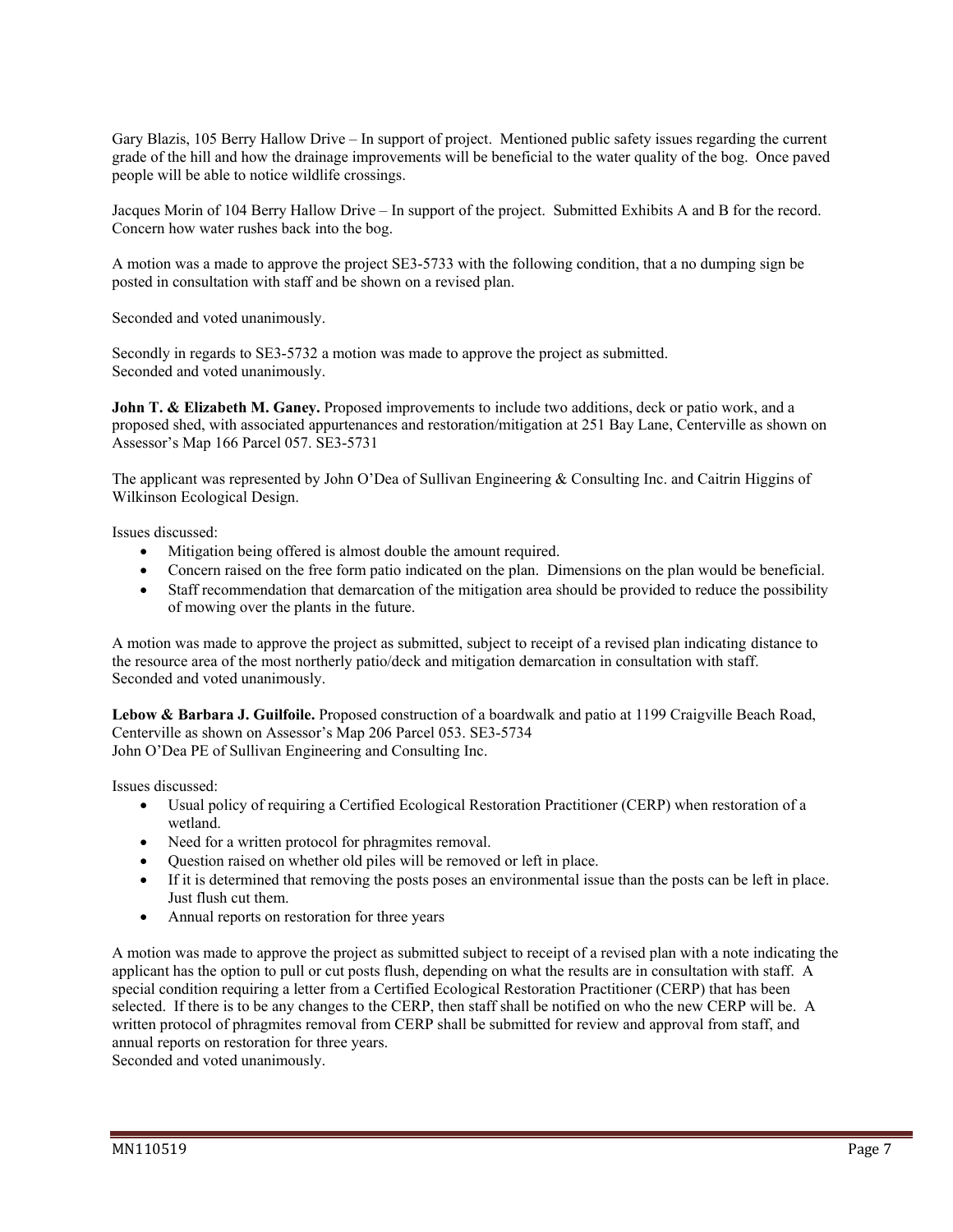Gary Blazis, 105 Berry Hallow Drive – In support of project. Mentioned public safety issues regarding the current grade of the hill and how the drainage improvements will be beneficial to the water quality of the bog. Once paved people will be able to notice wildlife crossings.

Jacques Morin of 104 Berry Hallow Drive – In support of the project. Submitted Exhibits A and B for the record. Concern how water rushes back into the bog.

A motion was a made to approve the project SE3-5733 with the following condition, that a no dumping sign be posted in consultation with staff and be shown on a revised plan.

Seconded and voted unanimously.

Secondly in regards to SE3-5732 a motion was made to approve the project as submitted.
Seconded and voted unanimously.

**John T. & Elizabeth M. Ganey.** Proposed improvements to include two additions, deck or patio work, and a proposed shed, with associated appurtenances and restoration/mitigation at 251 Bay Lane, Centerville as shown on Assessor's Map 166 Parcel 057. SE3-5731

The applicant was represented by John O'Dea of Sullivan Engineering & Consulting Inc. and Caitrin Higgins of Wilkinson Ecological Design.

Issues discussed:

- Mitigation being offered is almost double the amount required.
- Concern raised on the free form patio indicated on the plan. Dimensions on the plan would be beneficial.
- Staff recommendation that demarcation of the mitigation area should be provided to reduce the possibility of mowing over the plants in the future.

A motion was made to approve the project as submitted, subject to receipt of a revised plan indicating distance to the resource area of the most northerly patio/deck and mitigation demarcation in consultation with staff.
Seconded and voted unanimously.

**Lebow & Barbara J. Guilfoile.** Proposed construction of a boardwalk and patio at 1199 Craigville Beach Road, Centerville as shown on Assessor's Map 206 Parcel 053. SE3-5734
John O'Dea PE of Sullivan Engineering and Consulting Inc.

Issues discussed:

- Usual policy of requiring a Certified Ecological Restoration Practitioner (CERP) when restoration of a wetland.
- Need for a written protocol for phragmites removal.
- Question raised on whether old piles will be removed or left in place.
- If it is determined that removing the posts poses an environmental issue than the posts can be left in place. Just flush cut them.
- Annual reports on restoration for three years

A motion was made to approve the project as submitted subject to receipt of a revised plan with a note indicating the applicant has the option to pull or cut posts flush, depending on what the results are in consultation with staff. A special condition requiring a letter from a Certified Ecological Restoration Practitioner (CERP) that has been selected. If there is to be any changes to the CERP, then staff shall be notified on who the new CERP will be. A written protocol of phragmites removal from CERP shall be submitted for review and approval from staff, and annual reports on restoration for three years.
Seconded and voted unanimously.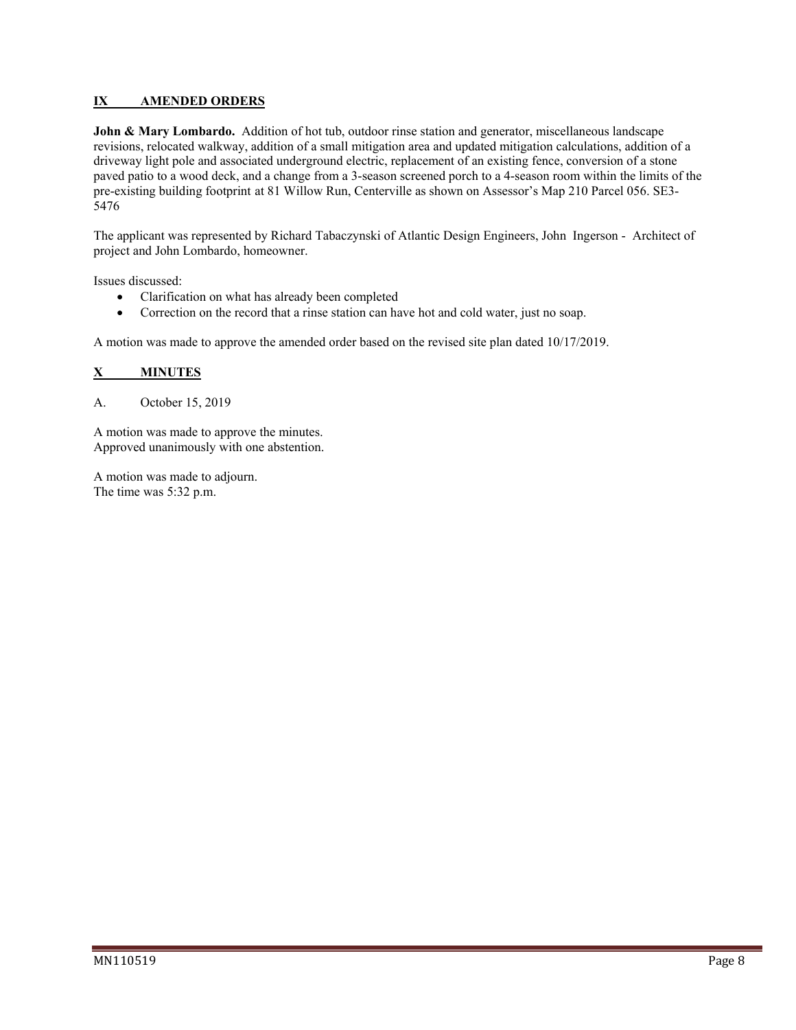## IX AMENDED ORDERS

**John & Mary Lombardo.** Addition of hot tub, outdoor rinse station and generator, miscellaneous landscape revisions, relocated walkway, addition of a small mitigation area and updated mitigation calculations, addition of a driveway light pole and associated underground electric, replacement of an existing fence, conversion of a stone paved patio to a wood deck, and a change from a 3-season screened porch to a 4-season room within the limits of the pre-existing building footprint at 81 Willow Run, Centerville as shown on Assessor's Map 210 Parcel 056. SE3-5476

The applicant was represented by Richard Tabaczynski of Atlantic Design Engineers, John Ingerson - Architect of project and John Lombardo, homeowner.

Issues discussed:

- Clarification on what has already been completed
- Correction on the record that a rinse station can have hot and cold water, just no soap.

A motion was made to approve the amended order based on the revised site plan dated 10/17/2019.

## X MINUTES

A. October 15, 2019

A motion was made to approve the minutes.
Approved unanimously with one abstention.

A motion was made to adjourn.
The time was 5:32 p.m.